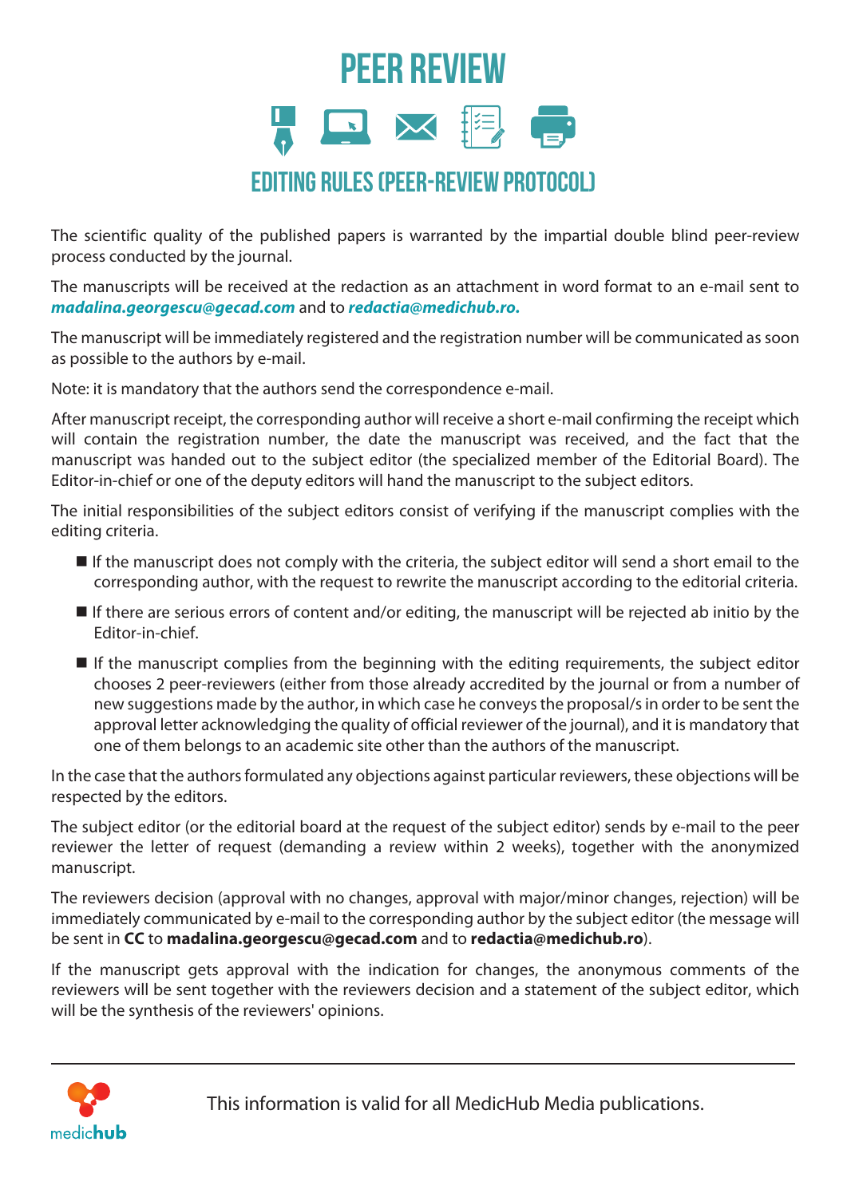# PEER REVIEW

## EDITING RULES (PEER-REVIEW PROTOCOL)

The scientific quality of the published papers is warranted by the impartial double blind peer-review process conducted by the journal.

The manuscripts will be received at the redaction as an attachment in word format to an e-mail sent to ***madalina.georgescu@gecad.com*** and to ***redactia@medichub.ro.***

The manuscript will be immediately registered and the registration number will be communicated as soon as possible to the authors by e-mail.

Note: it is mandatory that the authors send the correspondence e-mail.

After manuscript receipt, the corresponding author will receive a short e-mail confirming the receipt which will contain the registration number, the date the manuscript was received, and the fact that the manuscript was handed out to the subject editor (the specialized member of the Editorial Board). The Editor-in-chief or one of the deputy editors will hand the manuscript to the subject editors.

The initial responsibilities of the subject editors consist of verifying if the manuscript complies with the editing criteria.

- If the manuscript does not comply with the criteria, the subject editor will send a short email to the corresponding author, with the request to rewrite the manuscript according to the editorial criteria.
- If there are serious errors of content and/or editing, the manuscript will be rejected ab initio by the Editor-in-chief.
- If the manuscript complies from the beginning with the editing requirements, the subject editor chooses 2 peer-reviewers (either from those already accredited by the journal or from a number of new suggestions made by the author, in which case he conveys the proposal/s in order to be sent the approval letter acknowledging the quality of official reviewer of the journal), and it is mandatory that one of them belongs to an academic site other than the authors of the manuscript.

In the case that the authors formulated any objections against particular reviewers, these objections will be respected by the editors.

The subject editor (or the editorial board at the request of the subject editor) sends by e-mail to the peer reviewer the letter of request (demanding a review within 2 weeks), together with the anonymized manuscript.

The reviewers decision (approval with no changes, approval with major/minor changes, rejection) will be immediately communicated by e-mail to the corresponding author by the subject editor (the message will be sent in **CC** to **madalina.georgescu@gecad.com** and to **redactia@medichub.ro**).

If the manuscript gets approval with the indication for changes, the anonymous comments of the reviewers will be sent together with the reviewers decision and a statement of the subject editor, which will be the synthesis of the reviewers' opinions.

---

This information is valid for all MedicHub Media publications.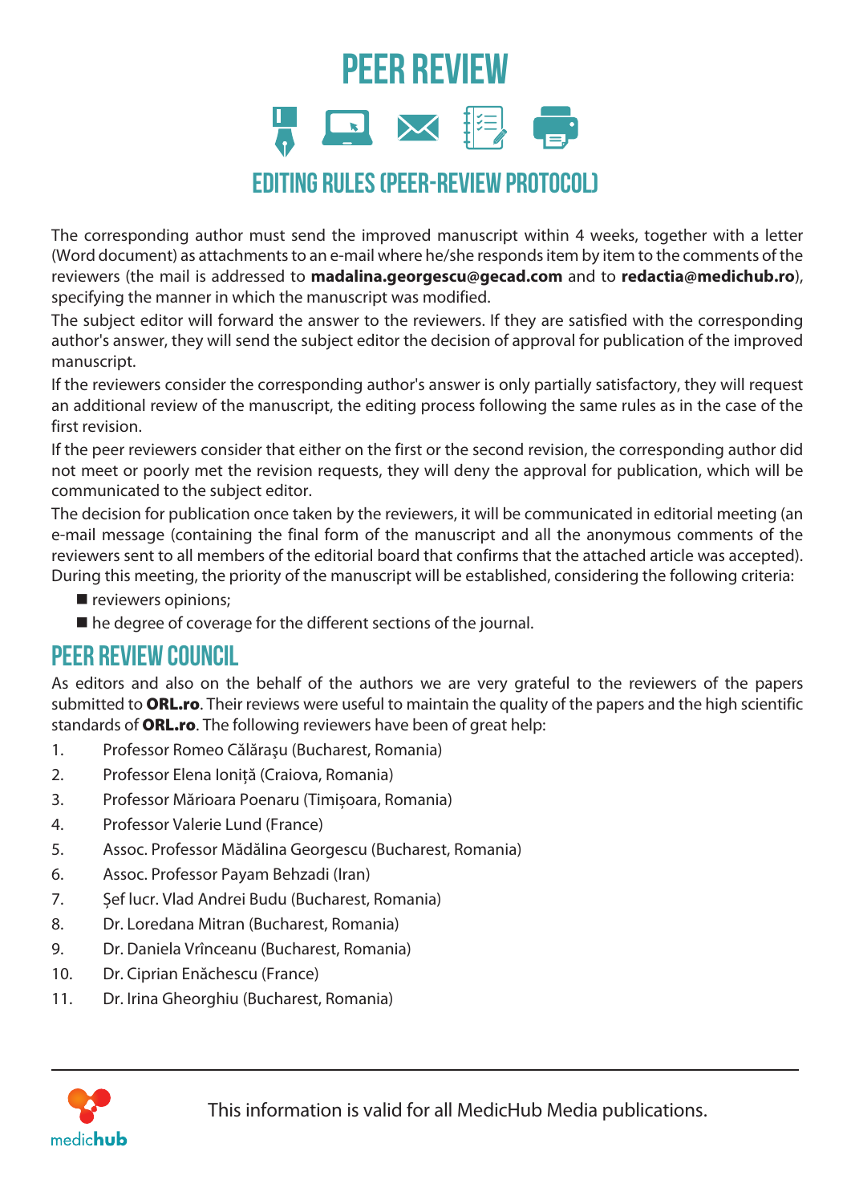# PEER REVIEW

## EDITING RULES (PEER-REVIEW PROTOCOL)

The corresponding author must send the improved manuscript within 4 weeks, together with a letter (Word document) as attachments to an e-mail where he/she responds item by item to the comments of the reviewers (the mail is addressed to **madalina.georgescu@gecad.com** and to **redactia@medichub.ro**), specifying the manner in which the manuscript was modified.

The subject editor will forward the answer to the reviewers. If they are satisfied with the corresponding author's answer, they will send the subject editor the decision of approval for publication of the improved manuscript.

If the reviewers consider the corresponding author's answer is only partially satisfactory, they will request an additional review of the manuscript, the editing process following the same rules as in the case of the first revision.

If the peer reviewers consider that either on the first or the second revision, the corresponding author did not meet or poorly met the revision requests, they will deny the approval for publication, which will be communicated to the subject editor.

The decision for publication once taken by the reviewers, it will be communicated in editorial meeting (an e-mail message (containing the final form of the manuscript and all the anonymous comments of the reviewers sent to all members of the editorial board that confirms that the attached article was accepted). During this meeting, the priority of the manuscript will be established, considering the following criteria:

- reviewers opinions;
- he degree of coverage for the different sections of the journal.

## PEER REVIEW COUNCIL

As editors and also on the behalf of the authors we are very grateful to the reviewers of the papers submitted to **ORL.ro**. Their reviews were useful to maintain the quality of the papers and the high scientific standards of **ORL.ro**. The following reviewers have been of great help:

1. Professor Romeo Călăraşu (Bucharest, Romania)
2. Professor Elena Ioniță (Craiova, Romania)
3. Professor Mărioara Poenaru (Timișoara, Romania)
4. Professor Valerie Lund (France)
5. Assoc. Professor Mădălina Georgescu (Bucharest, Romania)
6. Assoc. Professor Payam Behzadi (Iran)
7. Șef lucr. Vlad Andrei Budu (Bucharest, Romania)
8. Dr. Loredana Mitran (Bucharest, Romania)
9. Dr. Daniela Vrînceanu (Bucharest, Romania)
10. Dr. Ciprian Enăchescu (France)
11. Dr. Irina Gheorghiu (Bucharest, Romania)

This information is valid for all MedicHub Media publications.